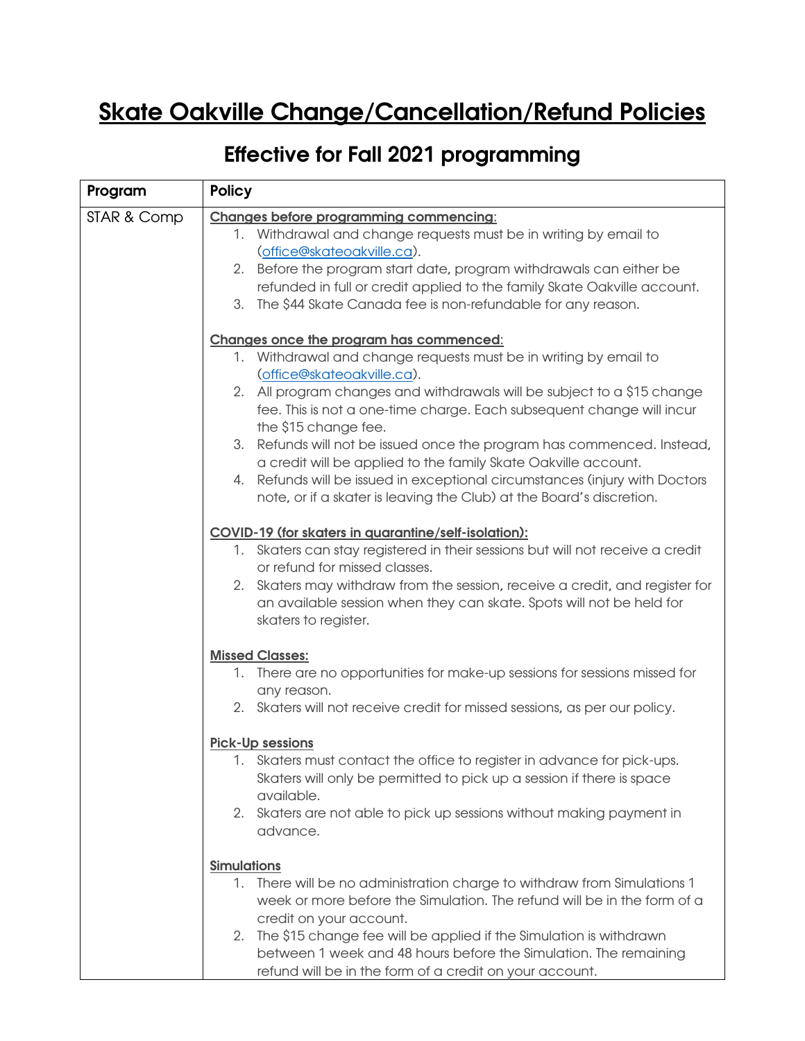# Skate Oakville Change/Cancellation/Refund Policies

## Effective for Fall 2021 programming

| Program | Policy |
|---|---|
| STAR & Comp | **Changes before programming commencing:**<br>1. Withdrawal and change requests must be in writing by email to (office@skateoakville.ca).<br>2. Before the program start date, program withdrawals can either be refunded in full or credit applied to the family Skate Oakville account.<br>3. The $44 Skate Canada fee is non-refundable for any reason.<br><br>**Changes once the program has commenced:**<br>1. Withdrawal and change requests must be in writing by email to (office@skateoakville.ca).<br>2. All program changes and withdrawals will be subject to a $15 change fee. This is not a one-time charge. Each subsequent change will incur the $15 change fee.<br>3. Refunds will not be issued once the program has commenced. Instead, a credit will be applied to the family Skate Oakville account.<br>4. Refunds will be issued in exceptional circumstances (injury with Doctors note, or if a skater is leaving the Club) at the Board's discretion.<br><br>**COVID-19 (for skaters in quarantine/self-isolation):**<br>1. Skaters can stay registered in their sessions but will not receive a credit or refund for missed classes.<br>2. Skaters may withdraw from the session, receive a credit, and register for an available session when they can skate. Spots will not be held for skaters to register.<br><br>**Missed Classes:**<br>1. There are no opportunities for make-up sessions for sessions missed for any reason.<br>2. Skaters will not receive credit for missed sessions, as per our policy.<br><br>**Pick-Up sessions**<br>1. Skaters must contact the office to register in advance for pick-ups. Skaters will only be permitted to pick up a session if there is space available.<br>2. Skaters are not able to pick up sessions without making payment in advance.<br><br>**Simulations**<br>1. There will be no administration charge to withdraw from Simulations 1 week or more before the Simulation. The refund will be in the form of a credit on your account.<br>2. The $15 change fee will be applied if the Simulation is withdrawn between 1 week and 48 hours before the Simulation. The remaining refund will be in the form of a credit on your account. |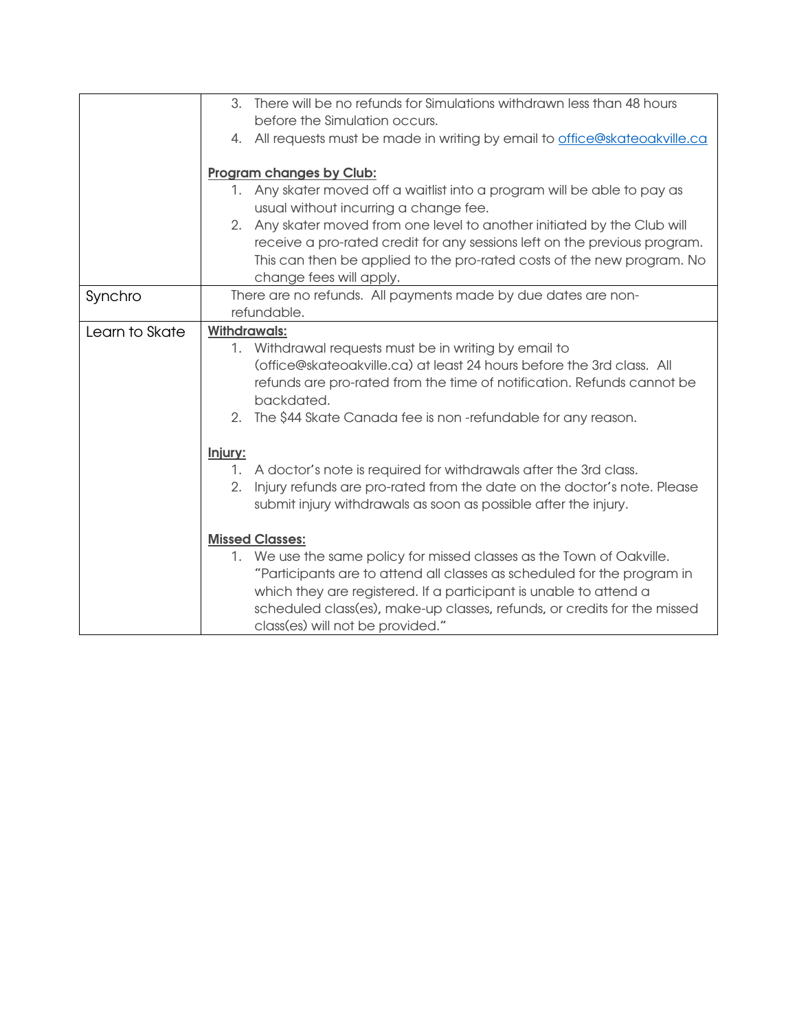| | |
|---|---|
| | 3. There will be no refunds for Simulations withdrawn less than 48 hours before the Simulation occurs.<br>4. All requests must be made in writing by email to office@skateoakville.ca<br><br>**Program changes by Club:**<br>1. Any skater moved off a waitlist into a program will be able to pay as usual without incurring a change fee.<br>2. Any skater moved from one level to another initiated by the Club will receive a pro-rated credit for any sessions left on the previous program. This can then be applied to the pro-rated costs of the new program. No change fees will apply. |
| Synchro | There are no refunds. All payments made by due dates are non-refundable. |
| Learn to Skate | **Withdrawals:**<br>1. Withdrawal requests must be in writing by email to (office@skateoakville.ca) at least 24 hours before the 3rd class. All refunds are pro-rated from the time of notification. Refunds cannot be backdated.<br>2. The $44 Skate Canada fee is non -refundable for any reason.<br><br>**Injury:**<br>1. A doctor's note is required for withdrawals after the 3rd class.<br>2. Injury refunds are pro-rated from the date on the doctor's note. Please submit injury withdrawals as soon as possible after the injury.<br><br>**Missed Classes:**<br>1. We use the same policy for missed classes as the Town of Oakville. "Participants are to attend all classes as scheduled for the program in which they are registered. If a participant is unable to attend a scheduled class(es), make-up classes, refunds, or credits for the missed class(es) will not be provided." |